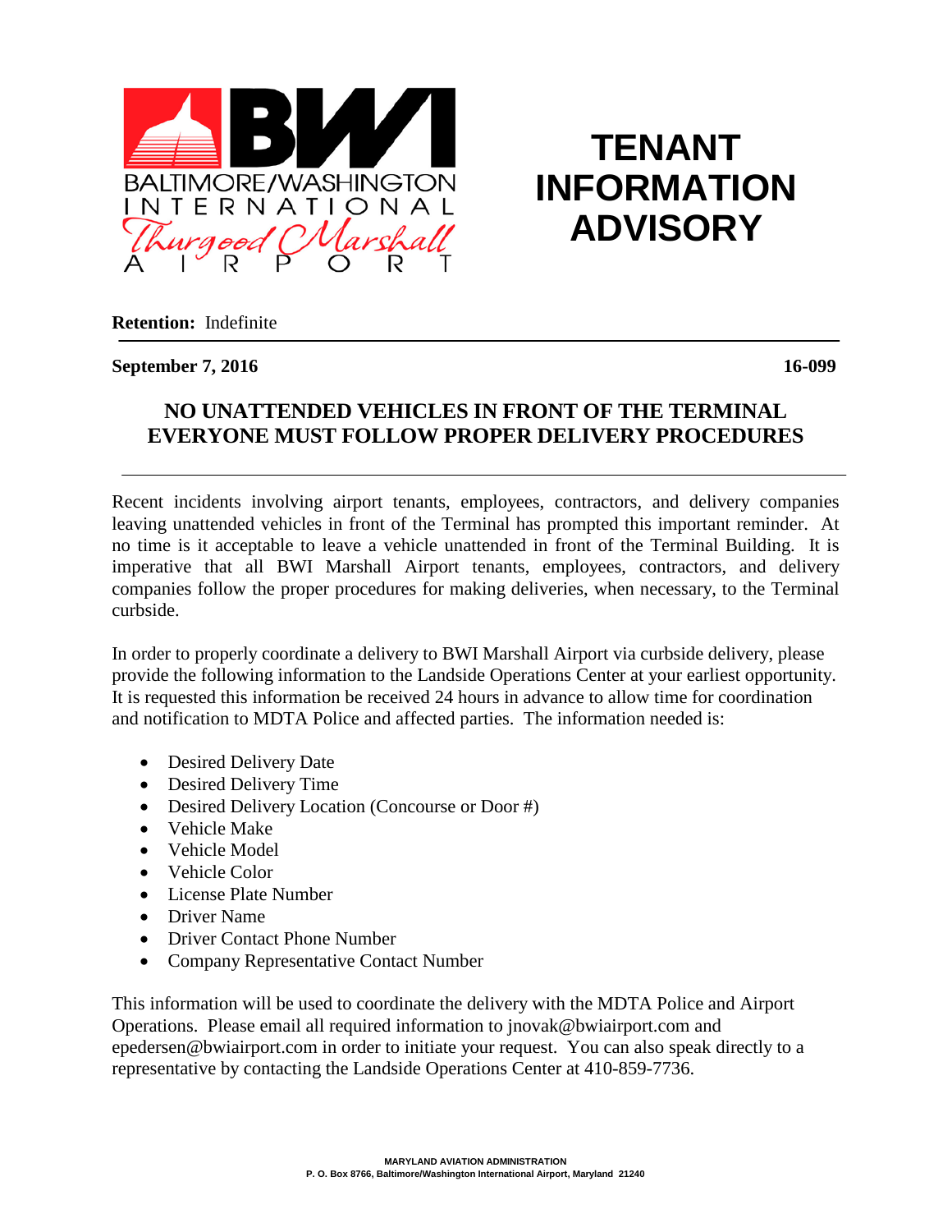BALTIMORE/WASHINGTON INTERNATIONAL Thurgood Marshall AIRPORT

# TENANT INFORMATION ADVISORY

**Retention:** Indefinite

**September 7, 2016** **16-099**

## NO UNATTENDED VEHICLES IN FRONT OF THE TERMINAL EVERYONE MUST FOLLOW PROPER DELIVERY PROCEDURES

Recent incidents involving airport tenants, employees, contractors, and delivery companies leaving unattended vehicles in front of the Terminal has prompted this important reminder. At no time is it acceptable to leave a vehicle unattended in front of the Terminal Building. It is imperative that all BWI Marshall Airport tenants, employees, contractors, and delivery companies follow the proper procedures for making deliveries, when necessary, to the Terminal curbside.

In order to properly coordinate a delivery to BWI Marshall Airport via curbside delivery, please provide the following information to the Landside Operations Center at your earliest opportunity. It is requested this information be received 24 hours in advance to allow time for coordination and notification to MDTA Police and affected parties. The information needed is:

- Desired Delivery Date
- Desired Delivery Time
- Desired Delivery Location (Concourse or Door #)
- Vehicle Make
- Vehicle Model
- Vehicle Color
- License Plate Number
- Driver Name
- Driver Contact Phone Number
- Company Representative Contact Number

This information will be used to coordinate the delivery with the MDTA Police and Airport Operations. Please email all required information to jnovak@bwiairport.com and epedersen@bwiairport.com in order to initiate your request. You can also speak directly to a representative by contacting the Landside Operations Center at 410-859-7736.

MARYLAND AVIATION ADMINISTRATION
P. O. Box 8766, Baltimore/Washington International Airport, Maryland 21240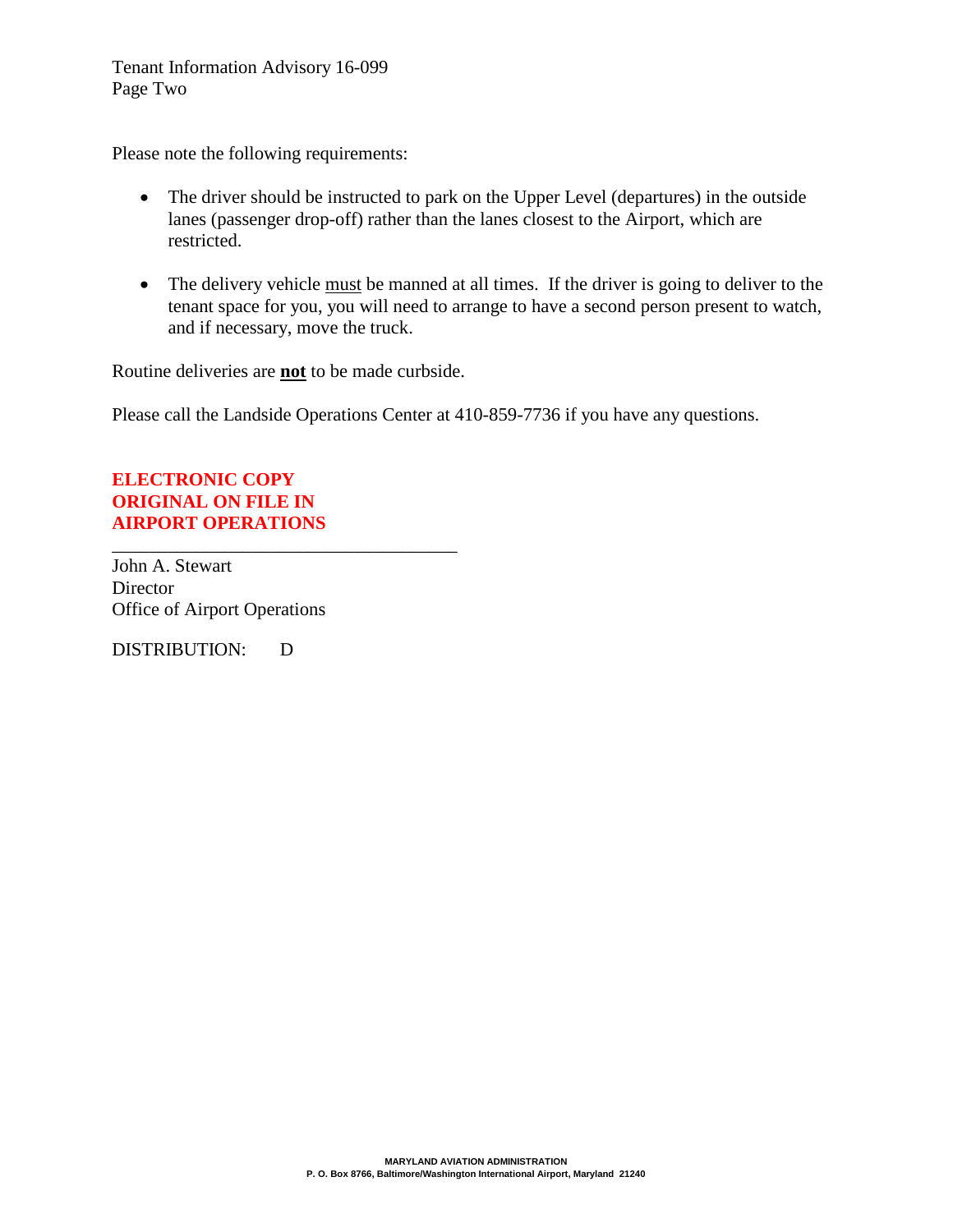Please note the following requirements:

- The driver should be instructed to park on the Upper Level (departures) in the outside lanes (passenger drop-off) rather than the lanes closest to the Airport, which are restricted.

- The delivery vehicle must be manned at all times. If the driver is going to deliver to the tenant space for you, you will need to arrange to have a second person present to watch, and if necessary, move the truck.

Routine deliveries are **not** to be made curbside.

Please call the Landside Operations Center at 410-859-7736 if you have any questions.

**ELECTRONIC COPY**
**ORIGINAL ON FILE IN**
**AIRPORT OPERATIONS**

_____________________________________

John A. Stewart
Director
Office of Airport Operations

DISTRIBUTION: D

MARYLAND AVIATION ADMINISTRATION
P. O. Box 8766, Baltimore/Washington International Airport, Maryland 21240